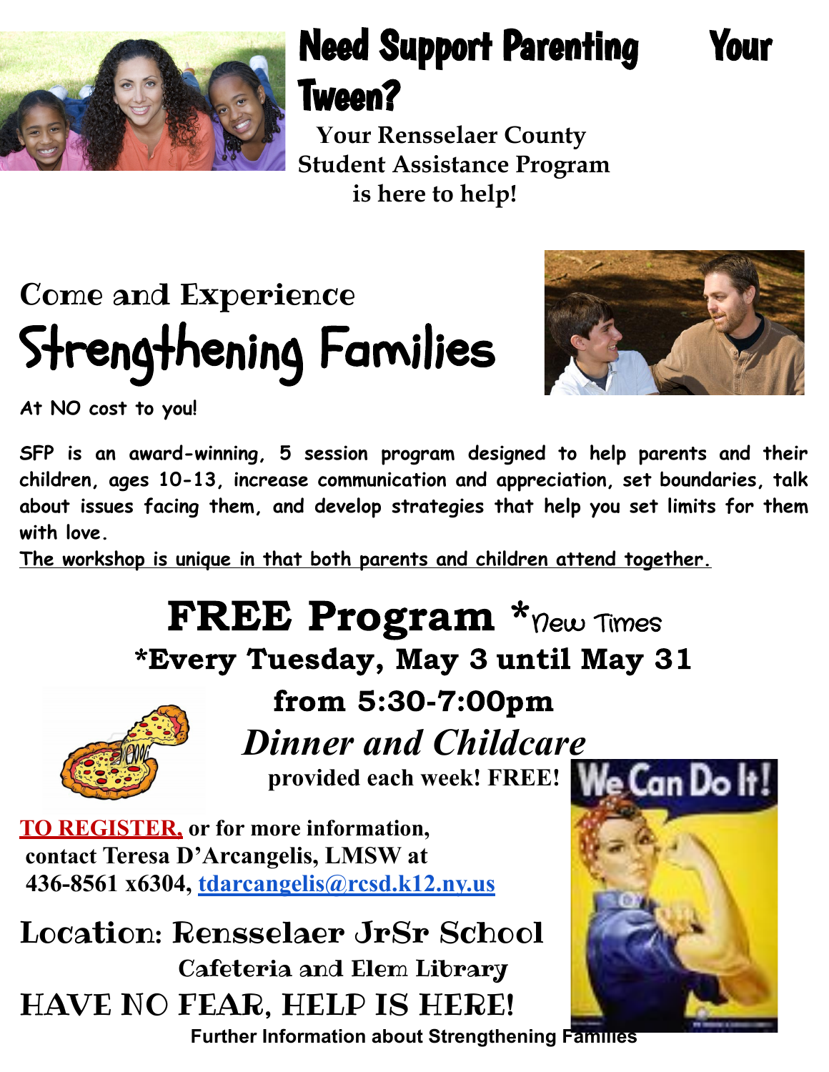# Need Support Parenting Your Tween?

**Your Rensselaer County Student Assistance Program is here to help!**

## Come and Experience

# Strengthening Families

**At NO cost to you!**

**SFP is an award-winning, 5 session program designed to help parents and their children, ages 10-13, increase communication and appreciation, set boundaries, talk about issues facing them, and develop strategies that help you set limits for them with love.**

**The workshop is unique in that both parents and children attend together.**

# FREE Program *New Times

## *Every Tuesday, May 3 until May 31

## from 5:30-7:00pm

## *Dinner and Childcare*

**provided each week! FREE!**

**TO REGISTER, or for more information, contact Teresa D'Arcangelis, LMSW at 436-8561 x6304, tdarcangelis@rcsd.k12.ny.us**

We Can Do It!

## Location: Rensselaer JrSr School

### Cafeteria and Elem Library

## HAVE NO FEAR, HELP IS HERE!

**Further Information about Strengthening Families**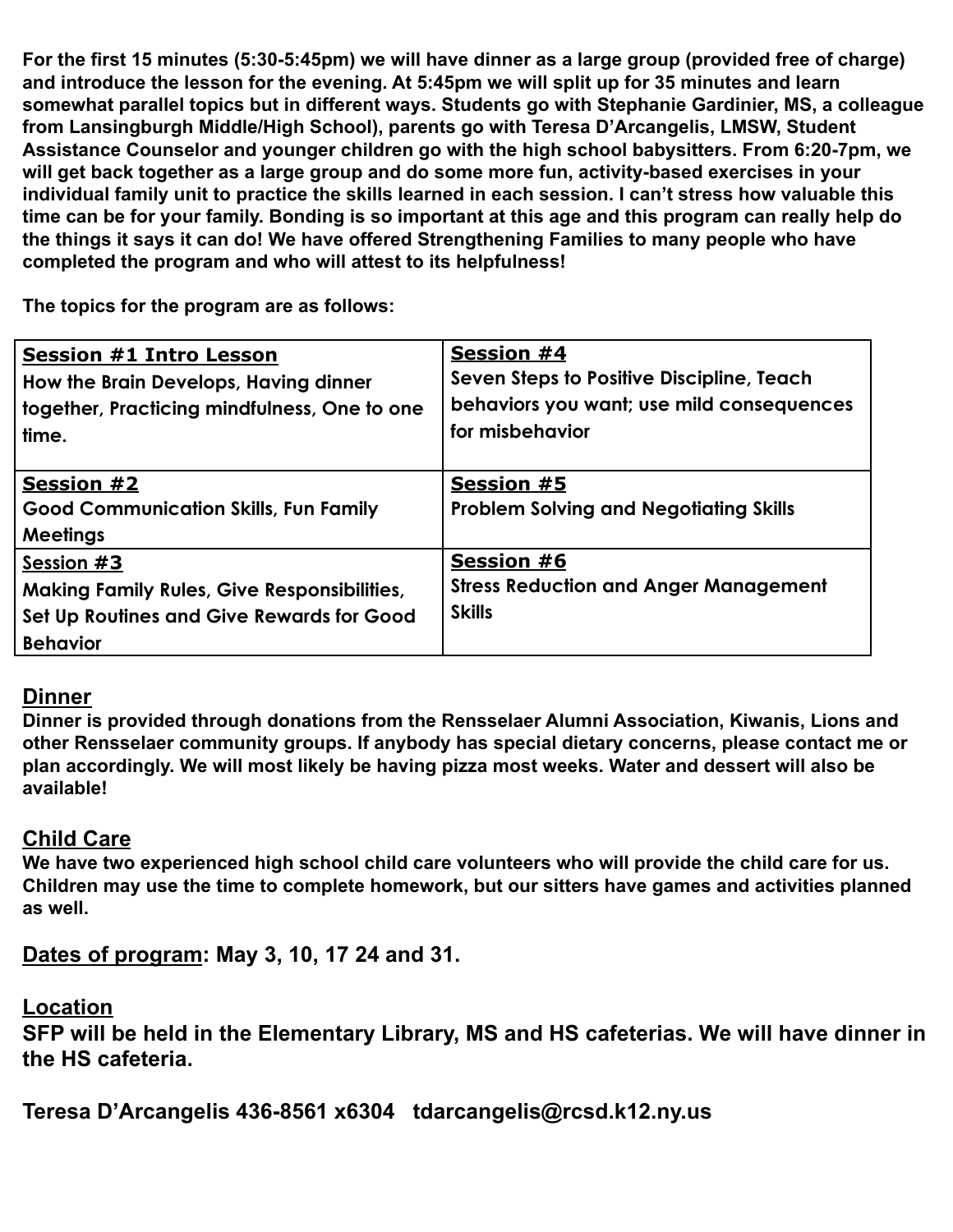**For the first 15 minutes (5:30-5:45pm) we will have dinner as a large group (provided free of charge) and introduce the lesson for the evening. At 5:45pm we will split up for 35 minutes and learn somewhat parallel topics but in different ways. Students go with Stephanie Gardinier, MS, a colleague from Lansingburgh Middle/High School), parents go with Teresa D'Arcangelis, LMSW, Student Assistance Counselor and younger children go with the high school babysitters. From 6:20-7pm, we will get back together as a large group and do some more fun, activity-based exercises in your individual family unit to practice the skills learned in each session. I can't stress how valuable this time can be for your family. Bonding is so important at this age and this program can really help do the things it says it can do! We have offered Strengthening Families to many people who have completed the program and who will attest to its helpfulness!**

**The topics for the program are as follows:**

| | |
|---|---|
| **Session #1 Intro Lesson**<br>**How the Brain Develops, Having dinner together, Practicing mindfulness, One to one time.** | **Session #4**<br>**Seven Steps to Positive Discipline, Teach behaviors you want; use mild consequences for misbehavior** |
| **Session #2**<br>**Good Communication Skills, Fun Family Meetings** | **Session #5**<br>**Problem Solving and Negotiating Skills** |
| **Session #3**<br>**Making Family Rules, Give Responsibilities, Set Up Routines and Give Rewards for Good Behavior** | **Session #6**<br>**Stress Reduction and Anger Management Skills** |

## Dinner

**Dinner is provided through donations from the Rensselaer Alumni Association, Kiwanis, Lions and other Rensselaer community groups. If anybody has special dietary concerns, please contact me or plan accordingly. We will most likely be having pizza most weeks. Water and dessert will also be available!**

## Child Care

**We have two experienced high school child care volunteers who will provide the child care for us. Children may use the time to complete homework, but our sitters have games and activities planned as well.**

**Dates of program: May 3, 10, 17 24 and 31.**

## Location

**SFP will be held in the Elementary Library, MS and HS cafeterias. We will have dinner in the HS cafeteria.**

**Teresa D'Arcangelis 436-8561 x6304 tdarcangelis@rcsd.k12.ny.us**